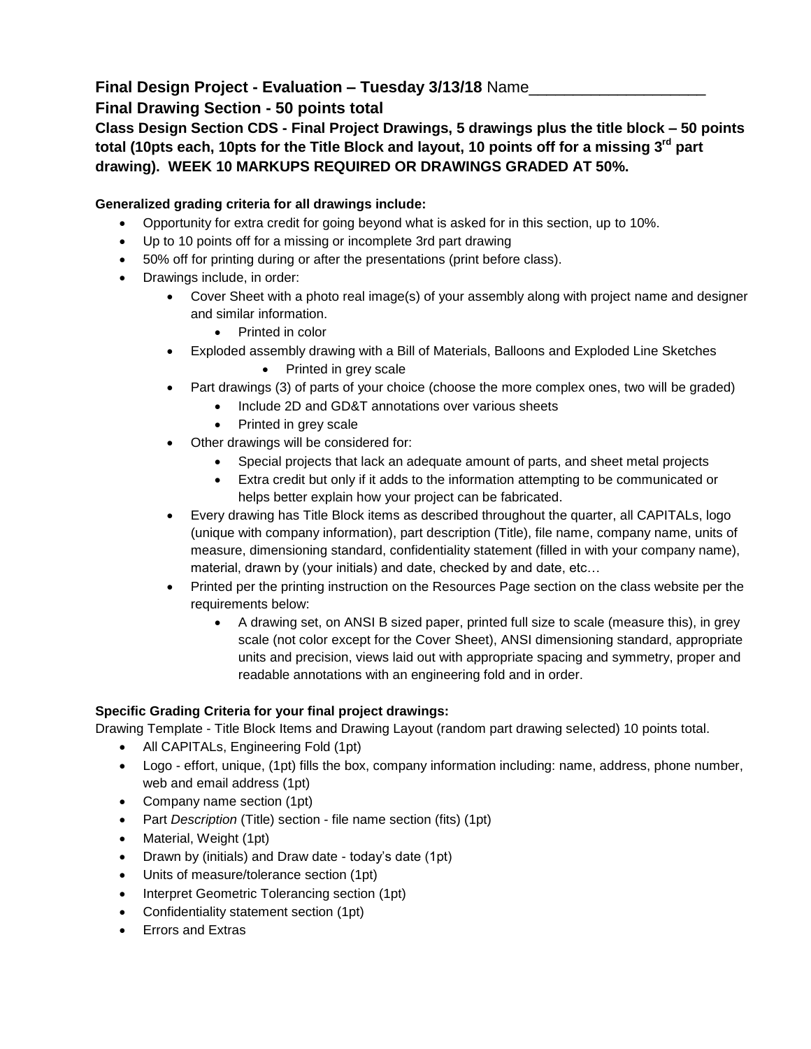**Final Design Project - Evaluation – Tuesday 3/13/18** Name____________________

**Final Drawing Section - 50 points total**

**Class Design Section CDS - Final Project Drawings, 5 drawings plus the title block – 50 points total (10pts each, 10pts for the Title Block and layout, 10 points off for a missing 3rd part drawing). WEEK 10 MARKUPS REQUIRED OR DRAWINGS GRADED AT 50%.**

**Generalized grading criteria for all drawings include:**

- Opportunity for extra credit for going beyond what is asked for in this section, up to 10%.
- Up to 10 points off for a missing or incomplete 3rd part drawing
- 50% off for printing during or after the presentations (print before class).
- Drawings include, in order:
  - Cover Sheet with a photo real image(s) of your assembly along with project name and designer and similar information.
    - Printed in color
  - Exploded assembly drawing with a Bill of Materials, Balloons and Exploded Line Sketches
    - Printed in grey scale
  - Part drawings (3) of parts of your choice (choose the more complex ones, two will be graded)
    - Include 2D and GD&T annotations over various sheets
    - Printed in grey scale
  - Other drawings will be considered for:
    - Special projects that lack an adequate amount of parts, and sheet metal projects
    - Extra credit but only if it adds to the information attempting to be communicated or helps better explain how your project can be fabricated.
  - Every drawing has Title Block items as described throughout the quarter, all CAPITALs, logo (unique with company information), part description (Title), file name, company name, units of measure, dimensioning standard, confidentiality statement (filled in with your company name), material, drawn by (your initials) and date, checked by and date, etc…
  - Printed per the printing instruction on the Resources Page section on the class website per the requirements below:
    - A drawing set, on ANSI B sized paper, printed full size to scale (measure this), in grey scale (not color except for the Cover Sheet), ANSI dimensioning standard, appropriate units and precision, views laid out with appropriate spacing and symmetry, proper and readable annotations with an engineering fold and in order.

**Specific Grading Criteria for your final project drawings:**

Drawing Template - Title Block Items and Drawing Layout (random part drawing selected) 10 points total.

- All CAPITALs, Engineering Fold (1pt)
- Logo - effort, unique, (1pt) fills the box, company information including: name, address, phone number, web and email address (1pt)
- Company name section (1pt)
- Part *Description* (Title) section - file name section (fits) (1pt)
- Material, Weight (1pt)
- Drawn by (initials) and Draw date - today's date (1pt)
- Units of measure/tolerance section (1pt)
- Interpret Geometric Tolerancing section (1pt)
- Confidentiality statement section (1pt)
- Errors and Extras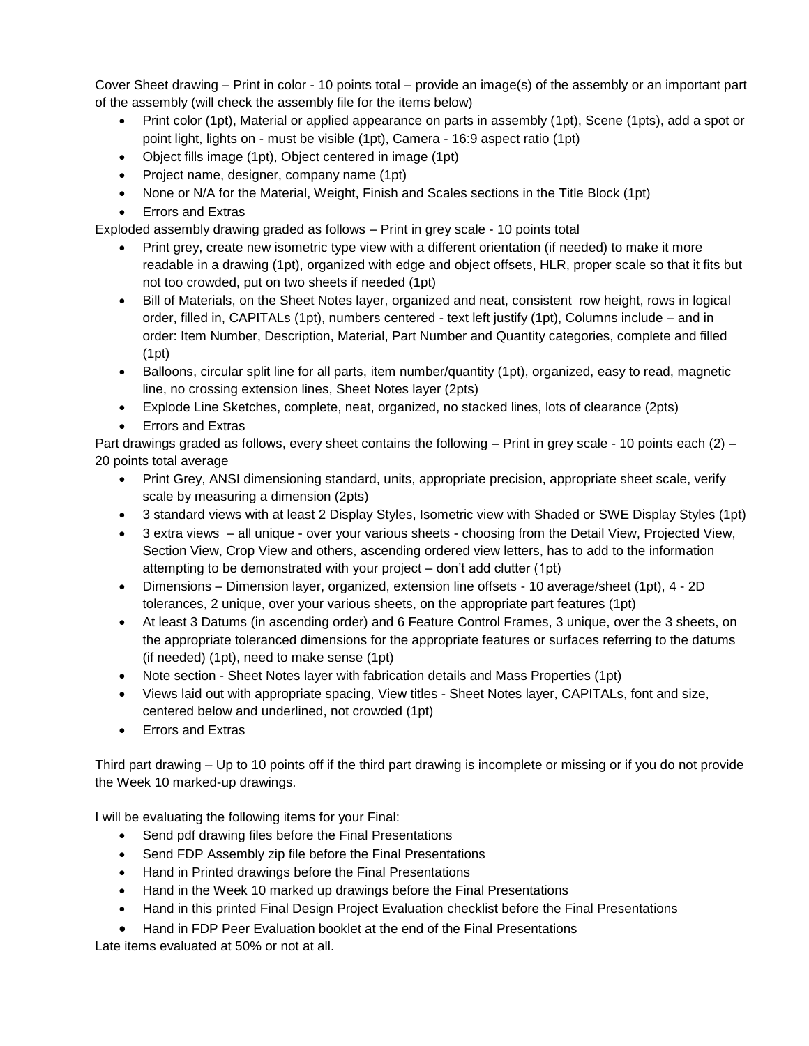Cover Sheet drawing – Print in color - 10 points total – provide an image(s) of the assembly or an important part of the assembly (will check the assembly file for the items below)

- Print color (1pt), Material or applied appearance on parts in assembly (1pt), Scene (1pts), add a spot or point light, lights on - must be visible (1pt), Camera - 16:9 aspect ratio (1pt)
- Object fills image (1pt), Object centered in image (1pt)
- Project name, designer, company name (1pt)
- None or N/A for the Material, Weight, Finish and Scales sections in the Title Block (1pt)
- Errors and Extras

Exploded assembly drawing graded as follows – Print in grey scale - 10 points total

- Print grey, create new isometric type view with a different orientation (if needed) to make it more readable in a drawing (1pt), organized with edge and object offsets, HLR, proper scale so that it fits but not too crowded, put on two sheets if needed (1pt)
- Bill of Materials, on the Sheet Notes layer, organized and neat, consistent row height, rows in logical order, filled in, CAPITALs (1pt), numbers centered - text left justify (1pt), Columns include – and in order: Item Number, Description, Material, Part Number and Quantity categories, complete and filled (1pt)
- Balloons, circular split line for all parts, item number/quantity (1pt), organized, easy to read, magnetic line, no crossing extension lines, Sheet Notes layer (2pts)
- Explode Line Sketches, complete, neat, organized, no stacked lines, lots of clearance (2pts)
- Errors and Extras

Part drawings graded as follows, every sheet contains the following – Print in grey scale - 10 points each (2) – 20 points total average

- Print Grey, ANSI dimensioning standard, units, appropriate precision, appropriate sheet scale, verify scale by measuring a dimension (2pts)
- 3 standard views with at least 2 Display Styles, Isometric view with Shaded or SWE Display Styles (1pt)
- 3 extra views – all unique - over your various sheets - choosing from the Detail View, Projected View, Section View, Crop View and others, ascending ordered view letters, has to add to the information attempting to be demonstrated with your project – don't add clutter (1pt)
- Dimensions – Dimension layer, organized, extension line offsets - 10 average/sheet (1pt), 4 - 2D tolerances, 2 unique, over your various sheets, on the appropriate part features (1pt)
- At least 3 Datums (in ascending order) and 6 Feature Control Frames, 3 unique, over the 3 sheets, on the appropriate toleranced dimensions for the appropriate features or surfaces referring to the datums (if needed) (1pt), need to make sense (1pt)
- Note section - Sheet Notes layer with fabrication details and Mass Properties (1pt)
- Views laid out with appropriate spacing, View titles - Sheet Notes layer, CAPITALs, font and size, centered below and underlined, not crowded (1pt)
- Errors and Extras

Third part drawing – Up to 10 points off if the third part drawing is incomplete or missing or if you do not provide the Week 10 marked-up drawings.

<u>I will be evaluating the following items for your Final:</u>

- Send pdf drawing files before the Final Presentations
- Send FDP Assembly zip file before the Final Presentations
- Hand in Printed drawings before the Final Presentations
- Hand in the Week 10 marked up drawings before the Final Presentations
- Hand in this printed Final Design Project Evaluation checklist before the Final Presentations
- Hand in FDP Peer Evaluation booklet at the end of the Final Presentations

Late items evaluated at 50% or not at all.